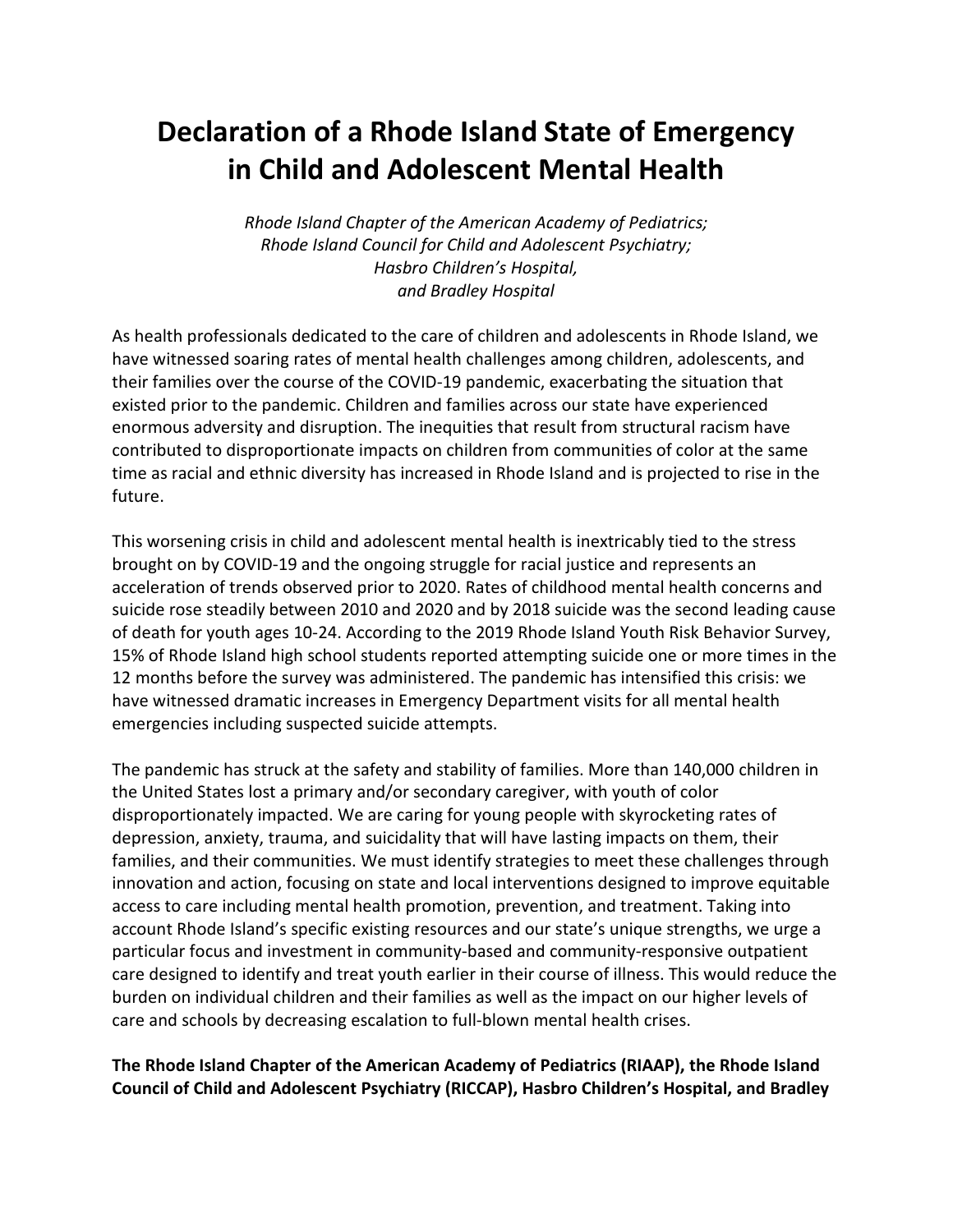# Declaration of a Rhode Island State of Emergency in Child and Adolescent Mental Health

*Rhode Island Chapter of the American Academy of Pediatrics;*
*Rhode Island Council for Child and Adolescent Psychiatry;*
*Hasbro Children's Hospital,*
*and Bradley Hospital*

As health professionals dedicated to the care of children and adolescents in Rhode Island, we have witnessed soaring rates of mental health challenges among children, adolescents, and their families over the course of the COVID-19 pandemic, exacerbating the situation that existed prior to the pandemic. Children and families across our state have experienced enormous adversity and disruption. The inequities that result from structural racism have contributed to disproportionate impacts on children from communities of color at the same time as racial and ethnic diversity has increased in Rhode Island and is projected to rise in the future.

This worsening crisis in child and adolescent mental health is inextricably tied to the stress brought on by COVID-19 and the ongoing struggle for racial justice and represents an acceleration of trends observed prior to 2020. Rates of childhood mental health concerns and suicide rose steadily between 2010 and 2020 and by 2018 suicide was the second leading cause of death for youth ages 10-24. According to the 2019 Rhode Island Youth Risk Behavior Survey, 15% of Rhode Island high school students reported attempting suicide one or more times in the 12 months before the survey was administered. The pandemic has intensified this crisis: we have witnessed dramatic increases in Emergency Department visits for all mental health emergencies including suspected suicide attempts.

The pandemic has struck at the safety and stability of families. More than 140,000 children in the United States lost a primary and/or secondary caregiver, with youth of color disproportionately impacted. We are caring for young people with skyrocketing rates of depression, anxiety, trauma, and suicidality that will have lasting impacts on them, their families, and their communities. We must identify strategies to meet these challenges through innovation and action, focusing on state and local interventions designed to improve equitable access to care including mental health promotion, prevention, and treatment. Taking into account Rhode Island's specific existing resources and our state's unique strengths, we urge a particular focus and investment in community-based and community-responsive outpatient care designed to identify and treat youth earlier in their course of illness. This would reduce the burden on individual children and their families as well as the impact on our higher levels of care and schools by decreasing escalation to full-blown mental health crises.

**The Rhode Island Chapter of the American Academy of Pediatrics (RIAAP), the Rhode Island Council of Child and Adolescent Psychiatry (RICCAP), Hasbro Children's Hospital, and Bradley**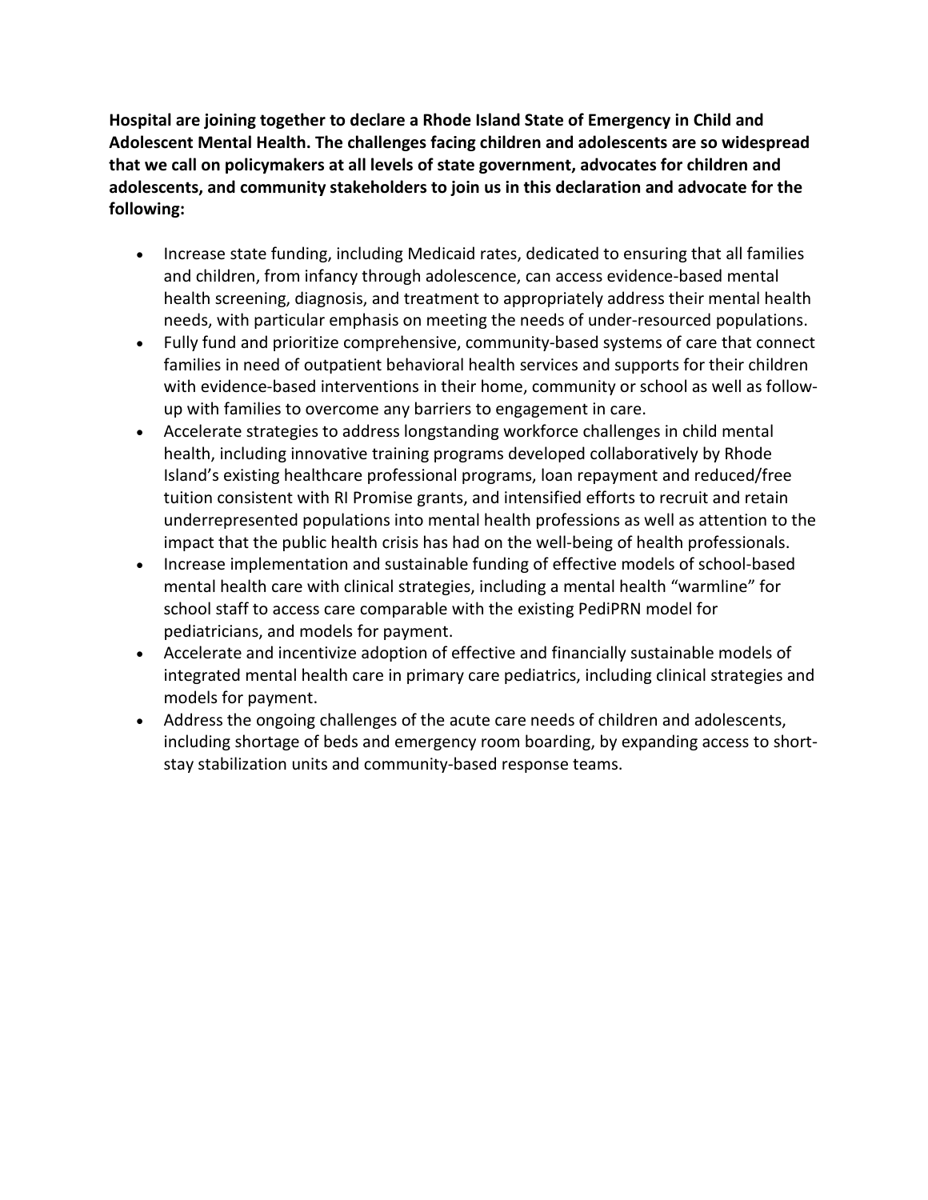**Hospital are joining together to declare a Rhode Island State of Emergency in Child and Adolescent Mental Health. The challenges facing children and adolescents are so widespread that we call on policymakers at all levels of state government, advocates for children and adolescents, and community stakeholders to join us in this declaration and advocate for the following:**

- Increase state funding, including Medicaid rates, dedicated to ensuring that all families and children, from infancy through adolescence, can access evidence-based mental health screening, diagnosis, and treatment to appropriately address their mental health needs, with particular emphasis on meeting the needs of under-resourced populations.
- Fully fund and prioritize comprehensive, community-based systems of care that connect families in need of outpatient behavioral health services and supports for their children with evidence-based interventions in their home, community or school as well as follow-up with families to overcome any barriers to engagement in care.
- Accelerate strategies to address longstanding workforce challenges in child mental health, including innovative training programs developed collaboratively by Rhode Island's existing healthcare professional programs, loan repayment and reduced/free tuition consistent with RI Promise grants, and intensified efforts to recruit and retain underrepresented populations into mental health professions as well as attention to the impact that the public health crisis has had on the well-being of health professionals.
- Increase implementation and sustainable funding of effective models of school-based mental health care with clinical strategies, including a mental health "warmline" for school staff to access care comparable with the existing PediPRN model for pediatricians, and models for payment.
- Accelerate and incentivize adoption of effective and financially sustainable models of integrated mental health care in primary care pediatrics, including clinical strategies and models for payment.
- Address the ongoing challenges of the acute care needs of children and adolescents, including shortage of beds and emergency room boarding, by expanding access to short-stay stabilization units and community-based response teams.